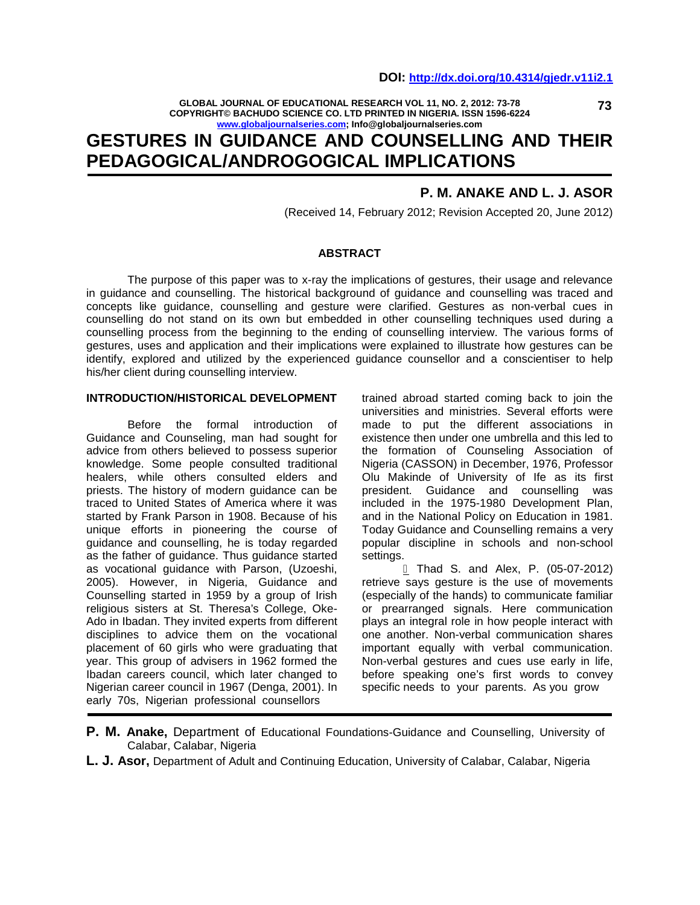DOI: http://dx.doi.org/10.4314/gjedr.v11i2.1

# GESTURES IN GUIDANCE AND COUNSELLING AND THEIR PEDAGOGICAL/ANDROGOGICAL IMPLICATIONS

**P. M. ANAKE AND L. J. ASOR**

(Received 14, February 2012; Revision Accepted 20, June 2012)

## ABSTRACT

The purpose of this paper was to x-ray the implications of gestures, their usage and relevance in guidance and counselling. The historical background of guidance and counselling was traced and concepts like guidance, counselling and gesture were clarified. Gestures as non-verbal cues in counselling do not stand on its own but embedded in other counselling techniques used during a counselling process from the beginning to the ending of counselling interview. The various forms of gestures, uses and application and their implications were explained to illustrate how gestures can be identify, explored and utilized by the experienced guidance counsellor and a conscientiser to help his/her client during counselling interview.

## INTRODUCTION/HISTORICAL DEVELOPMENT

Before the formal introduction of Guidance and Counseling, man had sought for advice from others believed to possess superior knowledge. Some people consulted traditional healers, while others consulted elders and priests. The history of modern guidance can be traced to United States of America where it was started by Frank Parson in 1908. Because of his unique efforts in pioneering the course of guidance and counselling, he is today regarded as the father of guidance. Thus guidance started as vocational guidance with Parson, (Uzoeshi, 2005). However, in Nigeria, Guidance and Counselling started in 1959 by a group of Irish religious sisters at St. Theresa's College, Oke-Ado in Ibadan. They invited experts from different disciplines to advice them on the vocational placement of 60 girls who were graduating that year. This group of advisers in 1962 formed the Ibadan careers council, which later changed to Nigerian career council in 1967 (Denga, 2001). In early 70s, Nigerian professional counsellors trained abroad started coming back to join the universities and ministries. Several efforts were made to put the different associations in existence then under one umbrella and this led to the formation of Counseling Association of Nigeria (CASSON) in December, 1976, Professor Olu Makinde of University of Ife as its first president. Guidance and counselling was included in the 1975-1980 Development Plan, and in the National Policy on Education in 1981. Today Guidance and Counselling remains a very popular discipline in schools and non-school settings.

 Thad S. and Alex, P. (05-07-2012) retrieve says gesture is the use of movements (especially of the hands) to communicate familiar or prearranged signals. Here communication plays an integral role in how people interact with one another. Non-verbal communication shares important equally with verbal communication. Non-verbal gestures and cues use early in life, before speaking one's first words to convey specific needs to your parents. As you grow

**P. M. Anake,** Department of Educational Foundations-Guidance and Counselling, University of Calabar, Calabar, Nigeria

**L. J. Asor,** Department of Adult and Continuing Education, University of Calabar, Calabar, Nigeria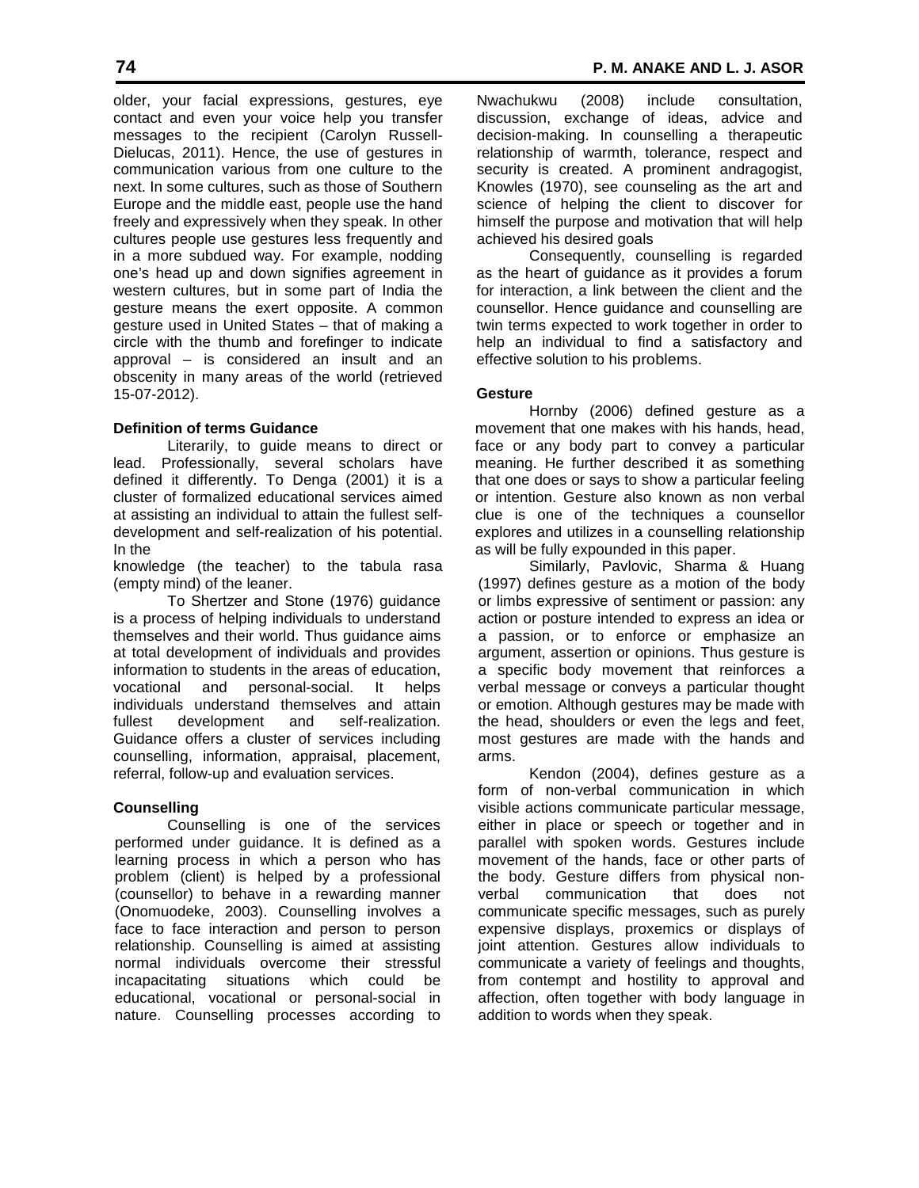older, your facial expressions, gestures, eye contact and even your voice help you transfer messages to the recipient (Carolyn Russell-Dielucas, 2011). Hence, the use of gestures in communication various from one culture to the next. In some cultures, such as those of Southern Europe and the middle east, people use the hand freely and expressively when they speak. In other cultures people use gestures less frequently and in a more subdued way. For example, nodding one's head up and down signifies agreement in western cultures, but in some part of India the gesture means the exert opposite. A common gesture used in United States – that of making a circle with the thumb and forefinger to indicate approval – is considered an insult and an obscenity in many areas of the world (retrieved 15-07-2012).

**Definition of terms Guidance**

Literarily, to guide means to direct or lead. Professionally, several scholars have defined it differently. To Denga (2001) it is a cluster of formalized educational services aimed at assisting an individual to attain the fullest self-development and self-realization of his potential. In the

knowledge (the teacher) to the tabula rasa (empty mind) of the leaner.

To Shertzer and Stone (1976) guidance is a process of helping individuals to understand themselves and their world. Thus guidance aims at total development of individuals and provides information to students in the areas of education, vocational and personal-social. It helps individuals understand themselves and attain fullest development and self-realization. Guidance offers a cluster of services including counselling, information, appraisal, placement, referral, follow-up and evaluation services.

**Counselling**

Counselling is one of the services performed under guidance. It is defined as a learning process in which a person who has problem (client) is helped by a professional (counsellor) to behave in a rewarding manner (Onomuodeke, 2003). Counselling involves a face to face interaction and person to person relationship. Counselling is aimed at assisting normal individuals overcome their stressful incapacitating situations which could be educational, vocational or personal-social in nature. Counselling processes according to Nwachukwu (2008) include consultation, discussion, exchange of ideas, advice and decision-making. In counselling a therapeutic relationship of warmth, tolerance, respect and security is created. A prominent andragogist, Knowles (1970), see counseling as the art and science of helping the client to discover for himself the purpose and motivation that will help achieved his desired goals

Consequently, counselling is regarded as the heart of guidance as it provides a forum for interaction, a link between the client and the counsellor. Hence guidance and counselling are twin terms expected to work together in order to help an individual to find a satisfactory and effective solution to his problems.

**Gesture**

Hornby (2006) defined gesture as a movement that one makes with his hands, head, face or any body part to convey a particular meaning. He further described it as something that one does or says to show a particular feeling or intention. Gesture also known as non verbal clue is one of the techniques a counsellor explores and utilizes in a counselling relationship as will be fully expounded in this paper.

Similarly, Pavlovic, Sharma & Huang (1997) defines gesture as a motion of the body or limbs expressive of sentiment or passion: any action or posture intended to express an idea or a passion, or to enforce or emphasize an argument, assertion or opinions. Thus gesture is a specific body movement that reinforces a verbal message or conveys a particular thought or emotion. Although gestures may be made with the head, shoulders or even the legs and feet, most gestures are made with the hands and arms.

Kendon (2004), defines gesture as a form of non-verbal communication in which visible actions communicate particular message, either in place or speech or together and in parallel with spoken words. Gestures include movement of the hands, face or other parts of the body. Gesture differs from physical non-verbal communication that does not communicate specific messages, such as purely expensive displays, proxemics or displays of joint attention. Gestures allow individuals to communicate a variety of feelings and thoughts, from contempt and hostility to approval and affection, often together with body language in addition to words when they speak.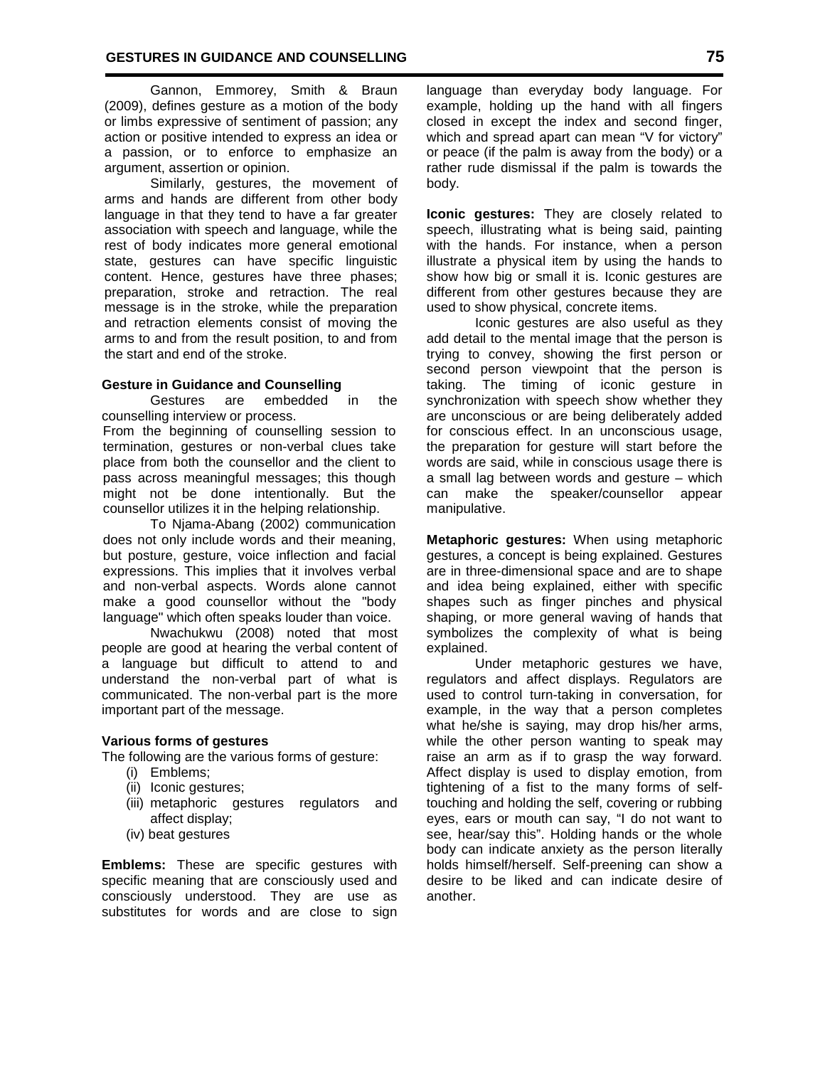Gannon, Emmorey, Smith & Braun (2009), defines gesture as a motion of the body or limbs expressive of sentiment of passion; any action or positive intended to express an idea or a passion, or to enforce to emphasize an argument, assertion or opinion.

Similarly, gestures, the movement of arms and hands are different from other body language in that they tend to have a far greater association with speech and language, while the rest of body indicates more general emotional state, gestures can have specific linguistic content. Hence, gestures have three phases; preparation, stroke and retraction. The real message is in the stroke, while the preparation and retraction elements consist of moving the arms to and from the result position, to and from the start and end of the stroke.

## Gesture in Guidance and Counselling

Gestures are embedded in the counselling interview or process.

From the beginning of counselling session to termination, gestures or non-verbal clues take place from both the counsellor and the client to pass across meaningful messages; this though might not be done intentionally. But the counsellor utilizes it in the helping relationship.

To Njama-Abang (2002) communication does not only include words and their meaning, but posture, gesture, voice inflection and facial expressions. This implies that it involves verbal and non-verbal aspects. Words alone cannot make a good counsellor without the "body language" which often speaks louder than voice.

Nwachukwu (2008) noted that most people are good at hearing the verbal content of a language but difficult to attend to and understand the non-verbal part of what is communicated. The non-verbal part is the more important part of the message.

## Various forms of gestures

The following are the various forms of gesture:

(i) Emblems;
(ii) Iconic gestures;
(iii) metaphoric gestures regulators and affect display;
(iv) beat gestures

**Emblems:** These are specific gestures with specific meaning that are consciously used and consciously understood. They are use as substitutes for words and are close to sign language than everyday body language. For example, holding up the hand with all fingers closed in except the index and second finger, which and spread apart can mean "V for victory" or peace (if the palm is away from the body) or a rather rude dismissal if the palm is towards the body.

**Iconic gestures:** They are closely related to speech, illustrating what is being said, painting with the hands. For instance, when a person illustrate a physical item by using the hands to show how big or small it is. Iconic gestures are different from other gestures because they are used to show physical, concrete items.

Iconic gestures are also useful as they add detail to the mental image that the person is trying to convey, showing the first person or second person viewpoint that the person is taking. The timing of iconic gesture in synchronization with speech show whether they are unconscious or are being deliberately added for conscious effect. In an unconscious usage, the preparation for gesture will start before the words are said, while in conscious usage there is a small lag between words and gesture – which can make the speaker/counsellor appear manipulative.

**Metaphoric gestures:** When using metaphoric gestures, a concept is being explained. Gestures are in three-dimensional space and are to shape and idea being explained, either with specific shapes such as finger pinches and physical shaping, or more general waving of hands that symbolizes the complexity of what is being explained.

Under metaphoric gestures we have, regulators and affect displays. Regulators are used to control turn-taking in conversation, for example, in the way that a person completes what he/she is saying, may drop his/her arms, while the other person wanting to speak may raise an arm as if to grasp the way forward. Affect display is used to display emotion, from tightening of a fist to the many forms of self-touching and holding the self, covering or rubbing eyes, ears or mouth can say, "I do not want to see, hear/say this". Holding hands or the whole body can indicate anxiety as the person literally holds himself/herself. Self-preening can show a desire to be liked and can indicate desire of another.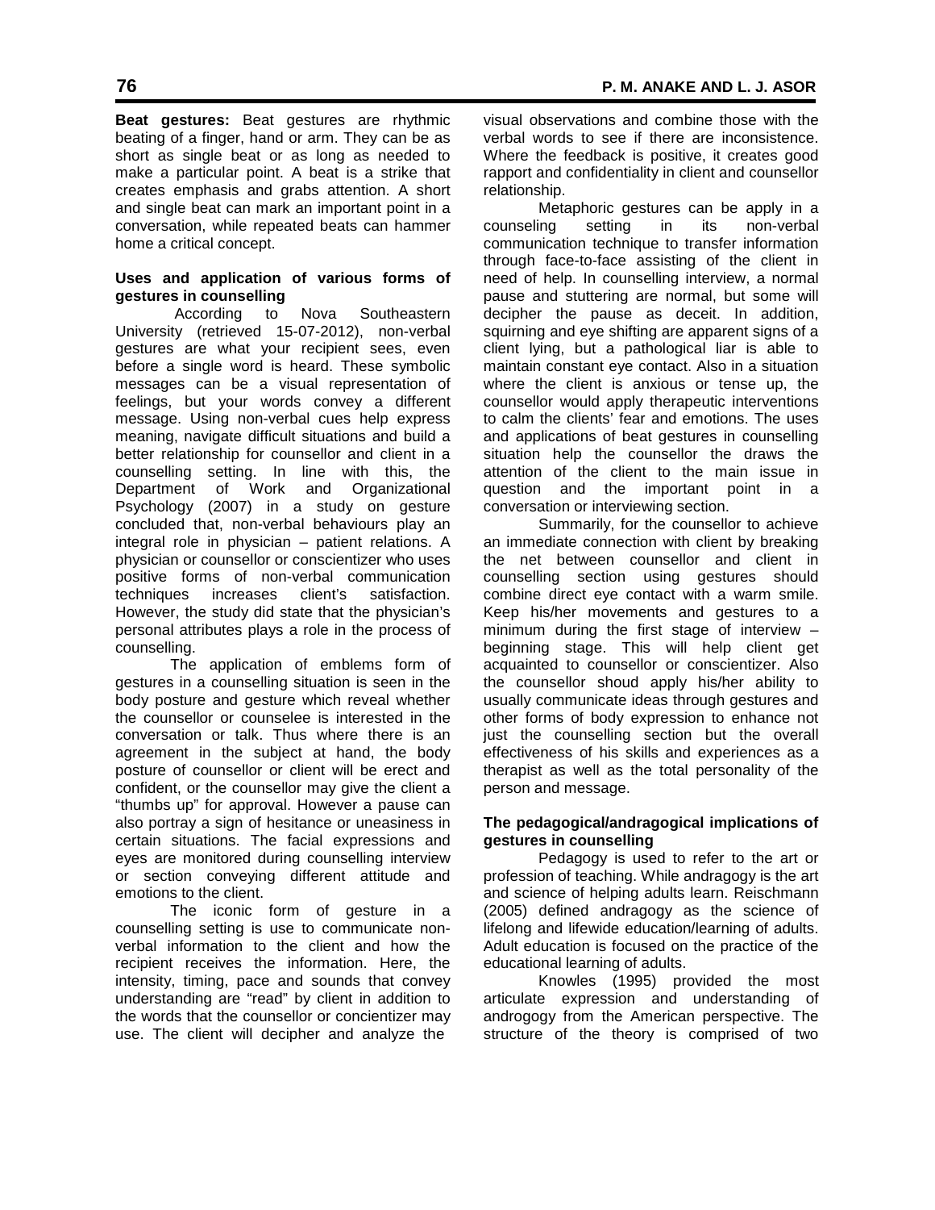**Beat gestures:** Beat gestures are rhythmic beating of a finger, hand or arm. They can be as short as single beat or as long as needed to make a particular point. A beat is a strike that creates emphasis and grabs attention. A short and single beat can mark an important point in a conversation, while repeated beats can hammer home a critical concept.

## Uses and application of various forms of gestures in counselling

According to Nova Southeastern University (retrieved 15-07-2012), non-verbal gestures are what your recipient sees, even before a single word is heard. These symbolic messages can be a visual representation of feelings, but your words convey a different message. Using non-verbal cues help express meaning, navigate difficult situations and build a better relationship for counsellor and client in a counselling setting. In line with this, the Department of Work and Organizational Psychology (2007) in a study on gesture concluded that, non-verbal behaviours play an integral role in physician – patient relations. A physician or counsellor or conscientizer who uses positive forms of non-verbal communication techniques increases client's satisfaction. However, the study did state that the physician's personal attributes plays a role in the process of counselling.

The application of emblems form of gestures in a counselling situation is seen in the body posture and gesture which reveal whether the counsellor or counselee is interested in the conversation or talk. Thus where there is an agreement in the subject at hand, the body posture of counsellor or client will be erect and confident, or the counsellor may give the client a "thumbs up" for approval. However a pause can also portray a sign of hesitance or uneasiness in certain situations. The facial expressions and eyes are monitored during counselling interview or section conveying different attitude and emotions to the client.

The iconic form of gesture in a counselling setting is use to communicate non-verbal information to the client and how the recipient receives the information. Here, the intensity, timing, pace and sounds that convey understanding are "read" by client in addition to the words that the counsellor or concientizer may use. The client will decipher and analyze the visual observations and combine those with the verbal words to see if there are inconsistence. Where the feedback is positive, it creates good rapport and confidentiality in client and counsellor relationship.

Metaphoric gestures can be apply in a counseling setting in its non-verbal communication technique to transfer information through face-to-face assisting of the client in need of help. In counselling interview, a normal pause and stuttering are normal, but some will decipher the pause as deceit. In addition, squirning and eye shifting are apparent signs of a client lying, but a pathological liar is able to maintain constant eye contact. Also in a situation where the client is anxious or tense up, the counsellor would apply therapeutic interventions to calm the clients' fear and emotions. The uses and applications of beat gestures in counselling situation help the counsellor the draws the attention of the client to the main issue in question and the important point in a conversation or interviewing section.

Summarily, for the counsellor to achieve an immediate connection with client by breaking the net between counsellor and client in counselling section using gestures should combine direct eye contact with a warm smile. Keep his/her movements and gestures to a minimum during the first stage of interview – beginning stage. This will help client get acquainted to counsellor or conscientizer. Also the counsellor shoud apply his/her ability to usually communicate ideas through gestures and other forms of body expression to enhance not just the counselling section but the overall effectiveness of his skills and experiences as a therapist as well as the total personality of the person and message.

## The pedagogical/andragogical implications of gestures in counselling

Pedagogy is used to refer to the art or profession of teaching. While andragogy is the art and science of helping adults learn. Reischmann (2005) defined andragogy as the science of lifelong and lifewide education/learning of adults. Adult education is focused on the practice of the educational learning of adults.

Knowles (1995) provided the most articulate expression and understanding of androgogy from the American perspective. The structure of the theory is comprised of two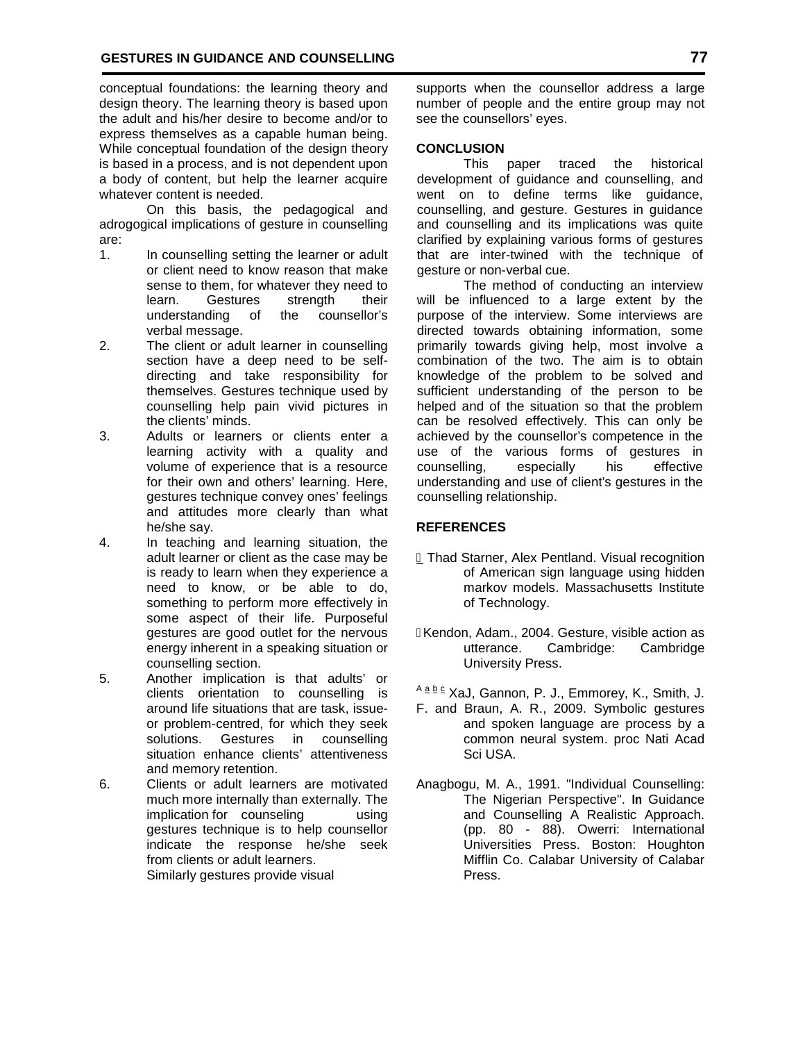conceptual foundations: the learning theory and design theory. The learning theory is based upon the adult and his/her desire to become and/or to express themselves as a capable human being. While conceptual foundation of the design theory is based in a process, and is not dependent upon a body of content, but help the learner acquire whatever content is needed.

On this basis, the pedagogical and adrogogical implications of gesture in counselling are:

1. In counselling setting the learner or adult or client need to know reason that make sense to them, for whatever they need to learn. Gestures strength their understanding of the counsellor's verbal message.
2. The client or adult learner in counselling section have a deep need to be self-directing and take responsibility for themselves. Gestures technique used by counselling help pain vivid pictures in the clients' minds.
3. Adults or learners or clients enter a learning activity with a quality and volume of experience that is a resource for their own and others' learning. Here, gestures technique convey ones' feelings and attitudes more clearly than what he/she say.
4. In teaching and learning situation, the adult learner or client as the case may be is ready to learn when they experience a need to know, or be able to do, something to perform more effectively in some aspect of their life. Purposeful gestures are good outlet for the nervous energy inherent in a speaking situation or counselling section.
5. Another implication is that adults' or clients orientation to counselling is around life situations that are task, issue- or problem-centred, for which they seek solutions. Gestures in counselling situation enhance clients' attentiveness and memory retention.
6. Clients or adult learners are motivated much more internally than externally. The implication for counseling using gestures technique is to help counsellor indicate the response he/she seek from clients or adult learners.

Similarly gestures provide visual supports when the counsellor address a large number of people and the entire group may not see the counsellors' eyes.

## CONCLUSION

This paper traced the historical development of guidance and counselling, and went on to define terms like guidance, counselling, and gesture. Gestures in guidance and counselling and its implications was quite clarified by explaining various forms of gestures that are inter-twined with the technique of gesture or non-verbal cue.

The method of conducting an interview will be influenced to a large extent by the purpose of the interview. Some interviews are directed towards obtaining information, some primarily towards giving help, most involve a combination of the two. The aim is to obtain knowledge of the problem to be solved and sufficient understanding of the person to be helped and of the situation so that the problem can be resolved effectively. This can only be achieved by the counsellor's competence in the use of the various forms of gestures in counselling, especially his effective understanding and use of client's gestures in the counselling relationship.

## REFERENCES

Thad Starner, Alex Pentland. Visual recognition of American sign language using hidden markov models. Massachusetts Institute of Technology.

Kendon, Adam., 2004. Gesture, visible action as utterance. Cambridge: Cambridge University Press.

[A a b c] XaJ, Gannon, P. J., Emmorey, K., Smith, J. F. and Braun, A. R., 2009. Symbolic gestures and spoken language are process by a common neural system. proc Nati Acad Sci USA.

Anagbogu, M. A., 1991. "Individual Counselling: The Nigerian Perspective". **In** Guidance and Counselling A Realistic Approach. (pp. 80 - 88). Owerri: International Universities Press. Boston: Houghton Mifflin Co. Calabar University of Calabar Press.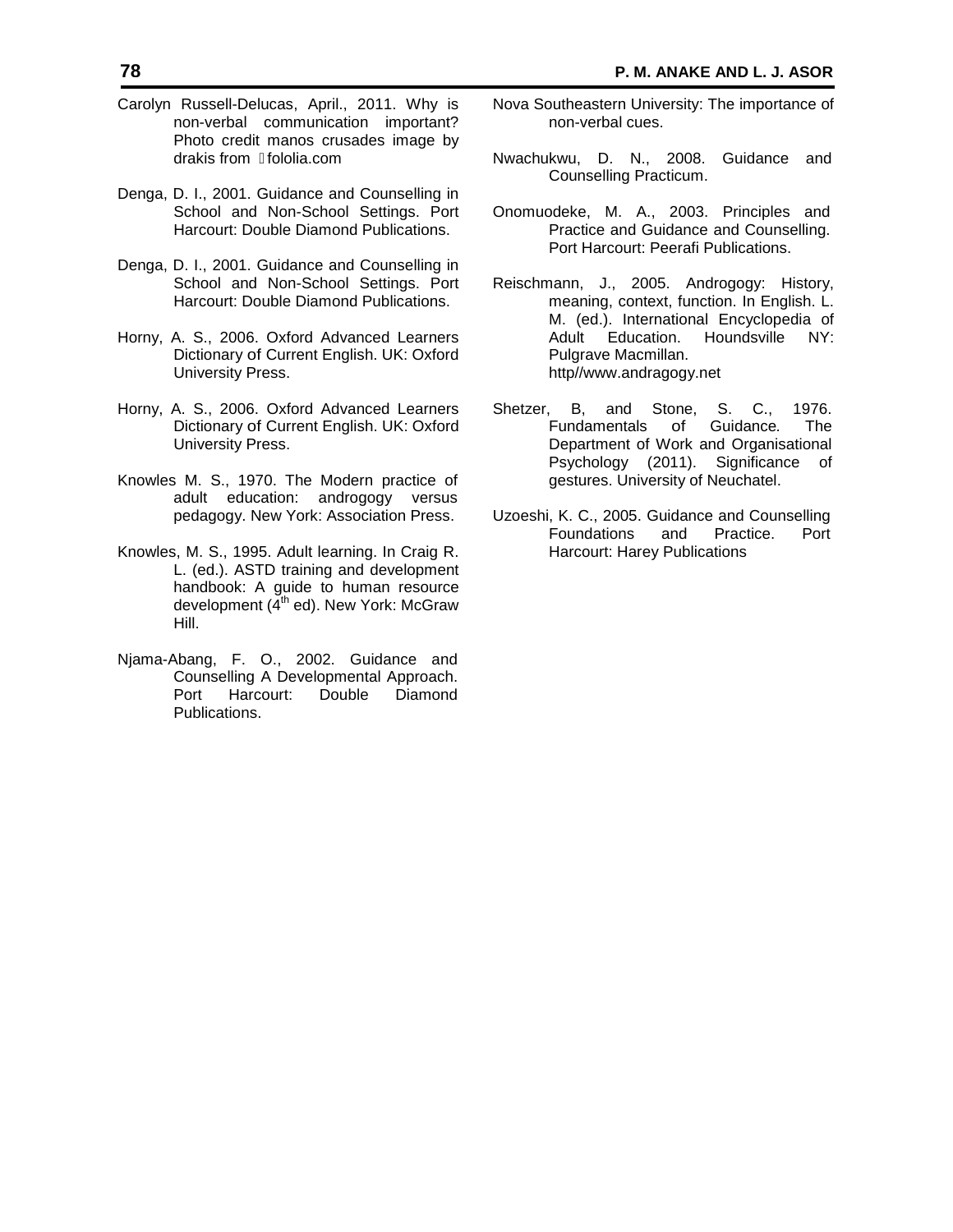Carolyn Russell-Delucas, April., 2011. Why is non-verbal communication important? Photo credit manos crusades image by drakis from fololia.com

Denga, D. I., 2001. Guidance and Counselling in School and Non-School Settings. Port Harcourt: Double Diamond Publications.

Denga, D. I., 2001. Guidance and Counselling in School and Non-School Settings. Port Harcourt: Double Diamond Publications.

Horny, A. S., 2006. Oxford Advanced Learners Dictionary of Current English. UK: Oxford University Press.

Horny, A. S., 2006. Oxford Advanced Learners Dictionary of Current English. UK: Oxford University Press.

Knowles M. S., 1970. The Modern practice of adult education: androgogy versus pedagogy. New York: Association Press.

Knowles, M. S., 1995. Adult learning. In Craig R. L. (ed.). ASTD training and development handbook: A guide to human resource development (4th ed). New York: McGraw Hill.

Njama-Abang, F. O., 2002. Guidance and Counselling A Developmental Approach. Port Harcourt: Double Diamond Publications.

Nova Southeastern University: The importance of non-verbal cues.

Nwachukwu, D. N., 2008. Guidance and Counselling Practicum.

Onomuodeke, M. A., 2003. Principles and Practice and Guidance and Counselling. Port Harcourt: Peerafi Publications.

Reischmann, J., 2005. Androgogy: History, meaning, context, function. In English. L. M. (ed.). International Encyclopedia of Adult Education. Houndsville NY: Pulgrave Macmillan. http//www.andragogy.net

Shetzer, B, and Stone, S. C., 1976. Fundamentals of Guidance. The Department of Work and Organisational Psychology (2011). Significance of gestures. University of Neuchatel.

Uzoeshi, K. C., 2005. Guidance and Counselling Foundations and Practice. Port Harcourt: Harey Publications